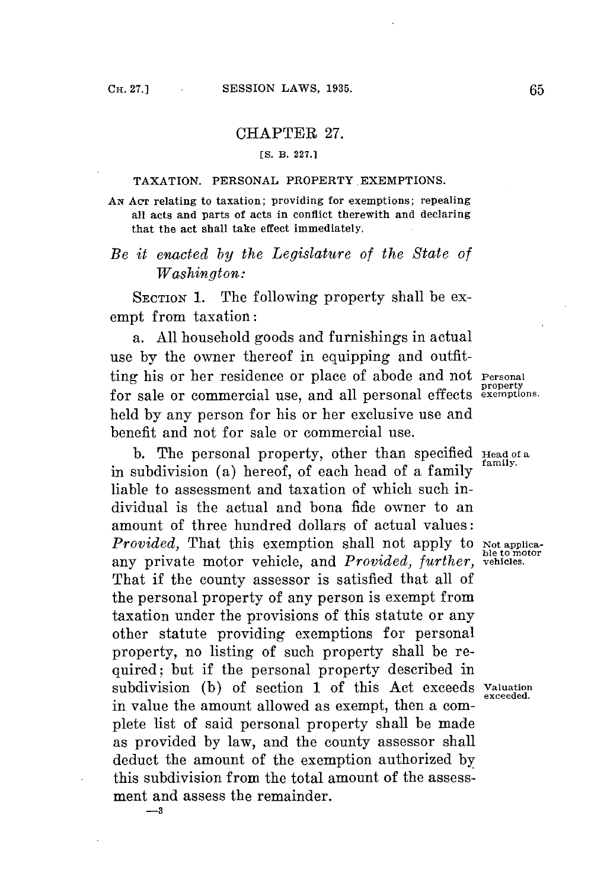# CHAPTER 27.

[S. B. 227.]

## TAXATION. PERSONAL PROPERTY EXEMPTIONS.

AN ACT relating to taxation; providing for exemptions; repealing all acts and parts of acts in conflict therewith and declaring that the act shall take effect immediately.

*Be it enacted by the Legislature of the State of Washington:*

SECTION 1. The following property shall be exempt from taxation:

Personal property exemptions.

a. All household goods and furnishings in actual use by the owner thereof in equipping and outfitting his or her residence or place of abode and not for sale or commercial use, and all personal effects held by any person for his or her exclusive use and benefit and not for sale or commercial use.

Head of a family.

b. The personal property, other than specified in subdivision (a) hereof, of each head of a family liable to assessment and taxation of which such individual is the actual and bona fide owner to an amount of three hundred dollars of actual values: *Provided,* That this exemption shall not apply to any private motor vehicle, and *Provided, further,* That if the county assessor is satisfied that all of the personal property of any person is exempt from taxation under the provisions of this statute or any other statute providing exemptions for personal property, no listing of such property shall be required; but if the personal property described in subdivision (b) of section 1 of this Act exceeds in value the amount allowed as exempt, then a complete list of said personal property shall be made as provided by law, and the county assessor shall deduct the amount of the exemption authorized by this subdivision from the total amount of the assessment and assess the remainder.

Not applicable to motor vehicles.

Valuation exceeded.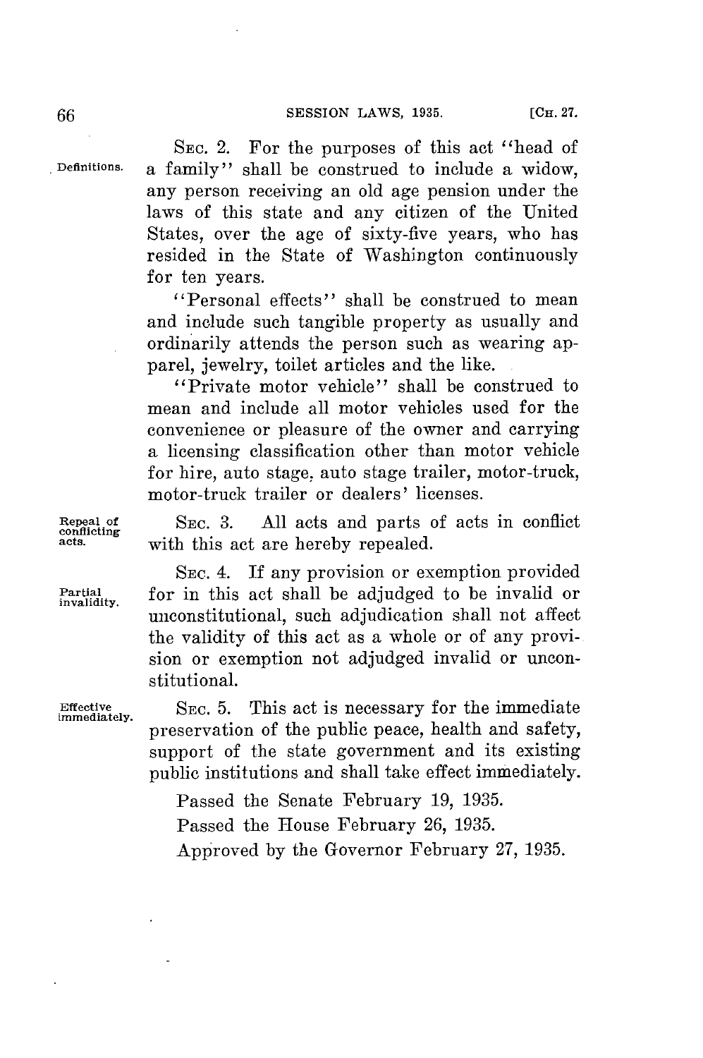SEC. 2. For the purposes of this act "head of a family" shall be construed to include a widow, any person receiving an old age pension under the laws of this state and any citizen of the United States, over the age of sixty-five years, who has resided in the State of Washington continuously for ten years.

Definitions.

"Personal effects" shall be construed to mean and include such tangible property as usually and ordinarily attends the person such as wearing apparel, jewelry, toilet articles and the like.

"Private motor vehicle" shall be construed to mean and include all motor vehicles used for the convenience or pleasure of the owner and carrying a licensing classification other than motor vehicle for hire, auto stage, auto stage trailer, motor-truck, motor-truck trailer or dealers' licenses.

Repeal of conflicting acts.

SEC. 3. All acts and parts of acts in conflict with this act are hereby repealed.

Partial invalidity.

SEC. 4. If any provision or exemption provided for in this act shall be adjudged to be invalid or unconstitutional, such adjudication shall not affect the validity of this act as a whole or of any provision or exemption not adjudged invalid or unconstitutional.

Effective immediately.

SEC. 5. This act is necessary for the immediate preservation of the public peace, health and safety, support of the state government and its existing public institutions and shall take effect immediately.

Passed the Senate February 19, 1935.

Passed the House February 26, 1935.

Approved by the Governor February 27, 1935.